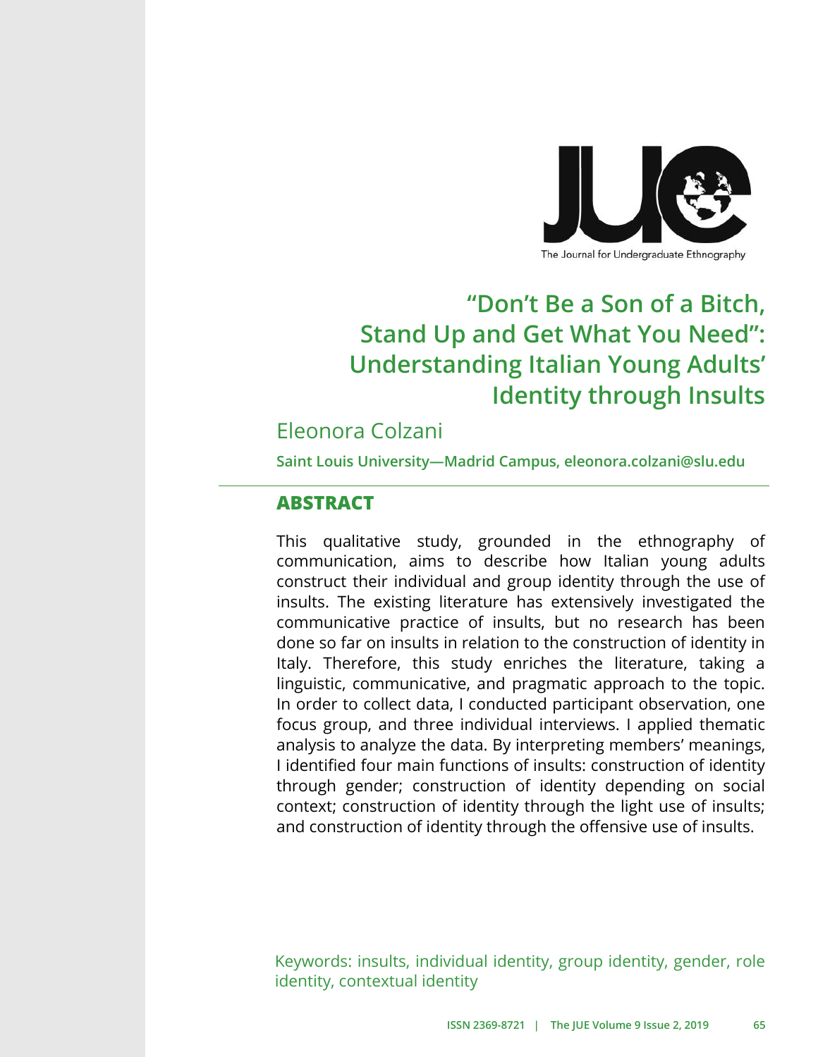# "Don't Be a Son of a Bitch, Stand Up and Get What You Need": Understanding Italian Young Adults' Identity through Insults

## Eleonora Colzani

**Saint Louis University—Madrid Campus, eleonora.colzani@slu.edu**

## ABSTRACT

This qualitative study, grounded in the ethnography of communication, aims to describe how Italian young adults construct their individual and group identity through the use of insults. The existing literature has extensively investigated the communicative practice of insults, but no research has been done so far on insults in relation to the construction of identity in Italy. Therefore, this study enriches the literature, taking a linguistic, communicative, and pragmatic approach to the topic. In order to collect data, I conducted participant observation, one focus group, and three individual interviews. I applied thematic analysis to analyze the data. By interpreting members' meanings, I identified four main functions of insults: construction of identity through gender; construction of identity depending on social context; construction of identity through the light use of insults; and construction of identity through the offensive use of insults.

Keywords: insults, individual identity, group identity, gender, role identity, contextual identity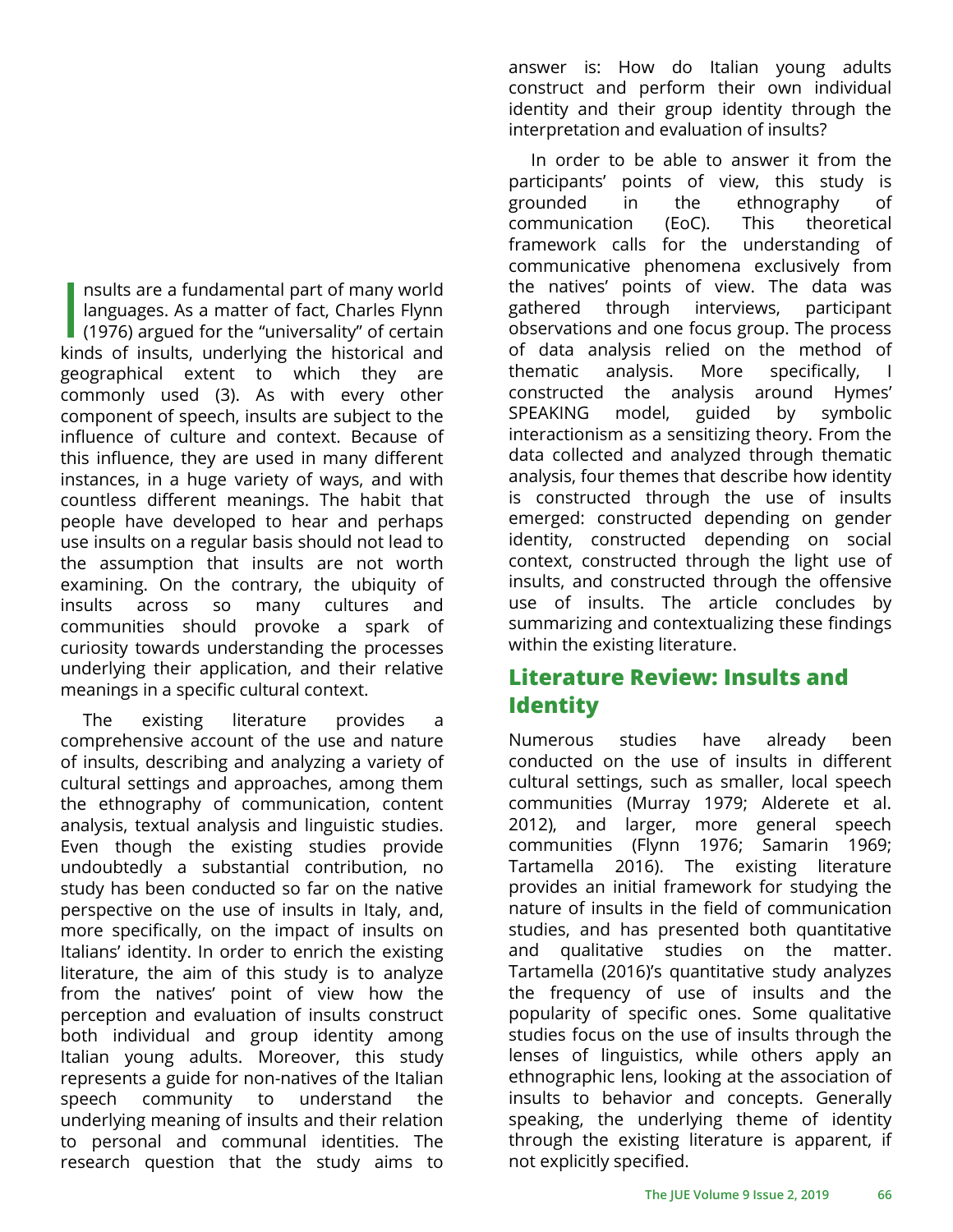Insults are a fundamental part of many world languages. As a matter of fact, Charles Flynn (1976) argued for the "universality" of certain kinds of insults, underlying the historical and geographical extent to which they are commonly used (3). As with every other component of speech, insults are subject to the influence of culture and context. Because of this influence, they are used in many different instances, in a huge variety of ways, and with countless different meanings. The habit that people have developed to hear and perhaps use insults on a regular basis should not lead to the assumption that insults are not worth examining. On the contrary, the ubiquity of insults across so many cultures and communities should provoke a spark of curiosity towards understanding the processes underlying their application, and their relative meanings in a specific cultural context.

The existing literature provides a comprehensive account of the use and nature of insults, describing and analyzing a variety of cultural settings and approaches, among them the ethnography of communication, content analysis, textual analysis and linguistic studies. Even though the existing studies provide undoubtedly a substantial contribution, no study has been conducted so far on the native perspective on the use of insults in Italy, and, more specifically, on the impact of insults on Italians' identity. In order to enrich the existing literature, the aim of this study is to analyze from the natives' point of view how the perception and evaluation of insults construct both individual and group identity among Italian young adults. Moreover, this study represents a guide for non-natives of the Italian speech community to understand the underlying meaning of insults and their relation to personal and communal identities. The research question that the study aims to answer is: How do Italian young adults construct and perform their own individual identity and their group identity through the interpretation and evaluation of insults?

In order to be able to answer it from the participants' points of view, this study is grounded in the ethnography of communication (EoC). This theoretical framework calls for the understanding of communicative phenomena exclusively from the natives' points of view. The data was gathered through interviews, participant observations and one focus group. The process of data analysis relied on the method of thematic analysis. More specifically, I constructed the analysis around Hymes' SPEAKING model, guided by symbolic interactionism as a sensitizing theory. From the data collected and analyzed through thematic analysis, four themes that describe how identity is constructed through the use of insults emerged: constructed depending on gender identity, constructed depending on social context, constructed through the light use of insults, and constructed through the offensive use of insults. The article concludes by summarizing and contextualizing these findings within the existing literature.

## Literature Review: Insults and Identity

Numerous studies have already been conducted on the use of insults in different cultural settings, such as smaller, local speech communities (Murray 1979; Alderete et al. 2012), and larger, more general speech communities (Flynn 1976; Samarin 1969; Tartamella 2016). The existing literature provides an initial framework for studying the nature of insults in the field of communication studies, and has presented both quantitative and qualitative studies on the matter. Tartamella (2016)'s quantitative study analyzes the frequency of use of insults and the popularity of specific ones. Some qualitative studies focus on the use of insults through the lenses of linguistics, while others apply an ethnographic lens, looking at the association of insults to behavior and concepts. Generally speaking, the underlying theme of identity through the existing literature is apparent, if not explicitly specified.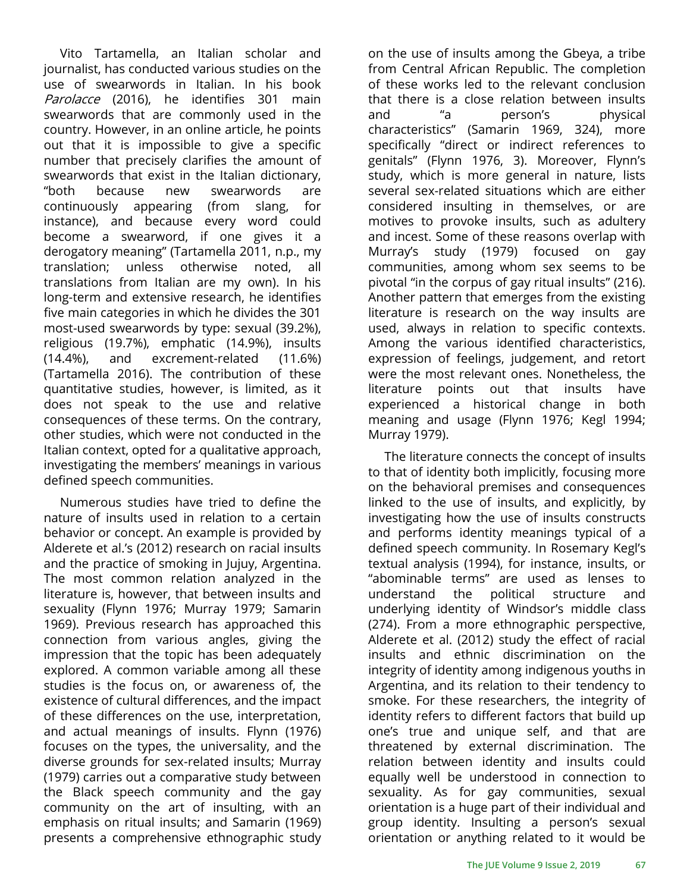Vito Tartamella, an Italian scholar and journalist, has conducted various studies on the use of swearwords in Italian. In his book *Parolacce* (2016), he identifies 301 main swearwords that are commonly used in the country. However, in an online article, he points out that it is impossible to give a specific number that precisely clarifies the amount of swearwords that exist in the Italian dictionary, "both because new swearwords are continuously appearing (from slang, for instance), and because every word could become a swearword, if one gives it a derogatory meaning" (Tartamella 2011, n.p., my translation; unless otherwise noted, all translations from Italian are my own). In his long-term and extensive research, he identifies five main categories in which he divides the 301 most-used swearwords by type: sexual (39.2%), religious (19.7%), emphatic (14.9%), insults (14.4%), and excrement-related (11.6%) (Tartamella 2016). The contribution of these quantitative studies, however, is limited, as it does not speak to the use and relative consequences of these terms. On the contrary, other studies, which were not conducted in the Italian context, opted for a qualitative approach, investigating the members' meanings in various defined speech communities.

Numerous studies have tried to define the nature of insults used in relation to a certain behavior or concept. An example is provided by Alderete et al.'s (2012) research on racial insults and the practice of smoking in Jujuy, Argentina. The most common relation analyzed in the literature is, however, that between insults and sexuality (Flynn 1976; Murray 1979; Samarin 1969). Previous research has approached this connection from various angles, giving the impression that the topic has been adequately explored. A common variable among all these studies is the focus on, or awareness of, the existence of cultural differences, and the impact of these differences on the use, interpretation, and actual meanings of insults. Flynn (1976) focuses on the types, the universality, and the diverse grounds for sex-related insults; Murray (1979) carries out a comparative study between the Black speech community and the gay community on the art of insulting, with an emphasis on ritual insults; and Samarin (1969) presents a comprehensive ethnographic study on the use of insults among the Gbeya, a tribe from Central African Republic. The completion of these works led to the relevant conclusion that there is a close relation between insults and "a person's physical characteristics" (Samarin 1969, 324), more specifically "direct or indirect references to genitals" (Flynn 1976, 3). Moreover, Flynn's study, which is more general in nature, lists several sex-related situations which are either considered insulting in themselves, or are motives to provoke insults, such as adultery and incest. Some of these reasons overlap with Murray's study (1979) focused on gay communities, among whom sex seems to be pivotal "in the corpus of gay ritual insults" (216). Another pattern that emerges from the existing literature is research on the way insults are used, always in relation to specific contexts. Among the various identified characteristics, expression of feelings, judgement, and retort were the most relevant ones. Nonetheless, the literature points out that insults have experienced a historical change in both meaning and usage (Flynn 1976; Kegl 1994; Murray 1979).

The literature connects the concept of insults to that of identity both implicitly, focusing more on the behavioral premises and consequences linked to the use of insults, and explicitly, by investigating how the use of insults constructs and performs identity meanings typical of a defined speech community. In Rosemary Kegl's textual analysis (1994), for instance, insults, or "abominable terms" are used as lenses to understand the political structure and underlying identity of Windsor's middle class (274). From a more ethnographic perspective, Alderete et al. (2012) study the effect of racial insults and ethnic discrimination on the integrity of identity among indigenous youths in Argentina, and its relation to their tendency to smoke. For these researchers, the integrity of identity refers to different factors that build up one's true and unique self, and that are threatened by external discrimination. The relation between identity and insults could equally well be understood in connection to sexuality. As for gay communities, sexual orientation is a huge part of their individual and group identity. Insulting a person's sexual orientation or anything related to it would be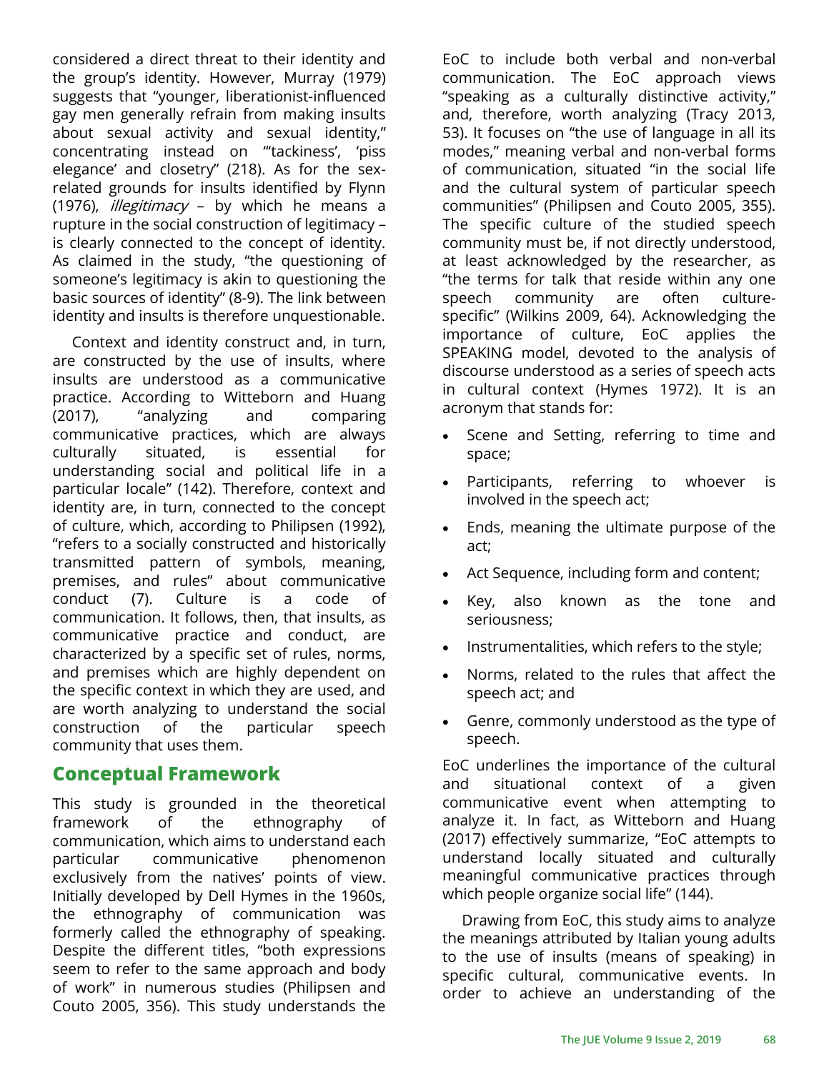considered a direct threat to their identity and the group's identity. However, Murray (1979) suggests that "younger, liberationist-influenced gay men generally refrain from making insults about sexual activity and sexual identity," concentrating instead on "'tackiness', 'piss elegance' and closetry" (218). As for the sex-related grounds for insults identified by Flynn (1976), *illegitimacy* – by which he means a rupture in the social construction of legitimacy – is clearly connected to the concept of identity. As claimed in the study, "the questioning of someone's legitimacy is akin to questioning the basic sources of identity" (8-9). The link between identity and insults is therefore unquestionable.

Context and identity construct and, in turn, are constructed by the use of insults, where insults are understood as a communicative practice. According to Witteborn and Huang (2017), "analyzing and comparing communicative practices, which are always culturally situated, is essential for understanding social and political life in a particular locale" (142). Therefore, context and identity are, in turn, connected to the concept of culture, which, according to Philipsen (1992), "refers to a socially constructed and historically transmitted pattern of symbols, meaning, premises, and rules" about communicative conduct (7). Culture is a code of communication. It follows, then, that insults, as communicative practice and conduct, are characterized by a specific set of rules, norms, and premises which are highly dependent on the specific context in which they are used, and are worth analyzing to understand the social construction of the particular speech community that uses them.

## Conceptual Framework

This study is grounded in the theoretical framework of the ethnography of communication, which aims to understand each particular communicative phenomenon exclusively from the natives' points of view. Initially developed by Dell Hymes in the 1960s, the ethnography of communication was formerly called the ethnography of speaking. Despite the different titles, "both expressions seem to refer to the same approach and body of work" in numerous studies (Philipsen and Couto 2005, 356). This study understands the EoC to include both verbal and non-verbal communication. The EoC approach views "speaking as a culturally distinctive activity," and, therefore, worth analyzing (Tracy 2013, 53). It focuses on "the use of language in all its modes," meaning verbal and non-verbal forms of communication, situated "in the social life and the cultural system of particular speech communities" (Philipsen and Couto 2005, 355). The specific culture of the studied speech community must be, if not directly understood, at least acknowledged by the researcher, as "the terms for talk that reside within any one speech community are often culture-specific" (Wilkins 2009, 64). Acknowledging the importance of culture, EoC applies the SPEAKING model, devoted to the analysis of discourse understood as a series of speech acts in cultural context (Hymes 1972). It is an acronym that stands for:

- Scene and Setting, referring to time and space;
- Participants, referring to whoever is involved in the speech act;
- Ends, meaning the ultimate purpose of the act;
- Act Sequence, including form and content;
- Key, also known as the tone and seriousness;
- Instrumentalities, which refers to the style;
- Norms, related to the rules that affect the speech act; and
- Genre, commonly understood as the type of speech.

EoC underlines the importance of the cultural and situational context of a given communicative event when attempting to analyze it. In fact, as Witteborn and Huang (2017) effectively summarize, "EoC attempts to understand locally situated and culturally meaningful communicative practices through which people organize social life" (144).

Drawing from EoC, this study aims to analyze the meanings attributed by Italian young adults to the use of insults (means of speaking) in specific cultural, communicative events. In order to achieve an understanding of the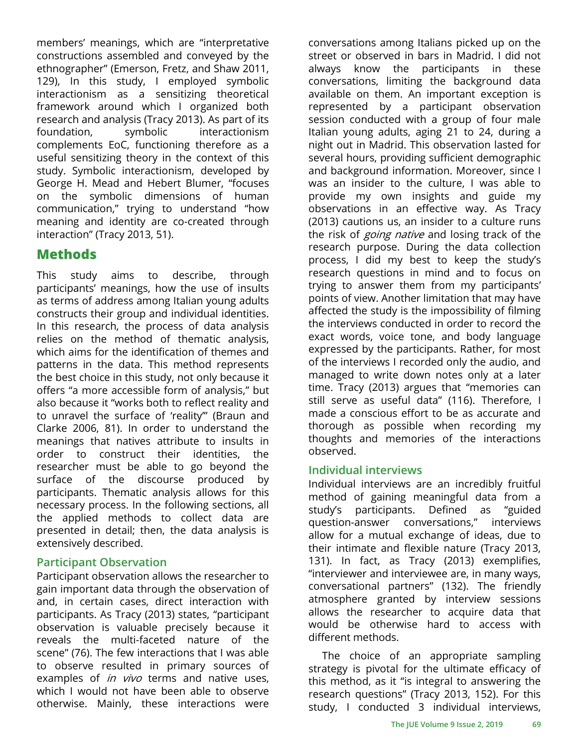members' meanings, which are "interpretative constructions assembled and conveyed by the ethnographer" (Emerson, Fretz, and Shaw 2011, 129), In this study, I employed symbolic interactionism as a sensitizing theoretical framework around which I organized both research and analysis (Tracy 2013). As part of its foundation, symbolic interactionism complements EoC, functioning therefore as a useful sensitizing theory in the context of this study. Symbolic interactionism, developed by George H. Mead and Hebert Blumer, "focuses on the symbolic dimensions of human communication," trying to understand "how meaning and identity are co-created through interaction" (Tracy 2013, 51).

## Methods

This study aims to describe, through participants' meanings, how the use of insults as terms of address among Italian young adults constructs their group and individual identities. In this research, the process of data analysis relies on the method of thematic analysis, which aims for the identification of themes and patterns in the data. This method represents the best choice in this study, not only because it offers "a more accessible form of analysis," but also because it "works both to reflect reality and to unravel the surface of 'reality'" (Braun and Clarke 2006, 81). In order to understand the meanings that natives attribute to insults in order to construct their identities, the researcher must be able to go beyond the surface of the discourse produced by participants. Thematic analysis allows for this necessary process. In the following sections, all the applied methods to collect data are presented in detail; then, the data analysis is extensively described.

### Participant Observation

Participant observation allows the researcher to gain important data through the observation of and, in certain cases, direct interaction with participants. As Tracy (2013) states, "participant observation is valuable precisely because it reveals the multi-faceted nature of the scene" (76). The few interactions that I was able to observe resulted in primary sources of examples of *in vivo* terms and native uses, which I would not have been able to observe otherwise. Mainly, these interactions were conversations among Italians picked up on the street or observed in bars in Madrid. I did not always know the participants in these conversations, limiting the background data available on them. An important exception is represented by a participant observation session conducted with a group of four male Italian young adults, aging 21 to 24, during a night out in Madrid. This observation lasted for several hours, providing sufficient demographic and background information. Moreover, since I was an insider to the culture, I was able to provide my own insights and guide my observations in an effective way. As Tracy (2013) cautions us, an insider to a culture runs the risk of *going native* and losing track of the research purpose. During the data collection process, I did my best to keep the study's research questions in mind and to focus on trying to answer them from my participants' points of view. Another limitation that may have affected the study is the impossibility of filming the interviews conducted in order to record the exact words, voice tone, and body language expressed by the participants. Rather, for most of the interviews I recorded only the audio, and managed to write down notes only at a later time. Tracy (2013) argues that "memories can still serve as useful data" (116). Therefore, I made a conscious effort to be as accurate and thorough as possible when recording my thoughts and memories of the interactions observed.

### Individual interviews

Individual interviews are an incredibly fruitful method of gaining meaningful data from a study's participants. Defined as "guided question-answer conversations," interviews allow for a mutual exchange of ideas, due to their intimate and flexible nature (Tracy 2013, 131). In fact, as Tracy (2013) exemplifies, "interviewer and interviewee are, in many ways, conversational partners" (132). The friendly atmosphere granted by interview sessions allows the researcher to acquire data that would be otherwise hard to access with different methods.

The choice of an appropriate sampling strategy is pivotal for the ultimate efficacy of this method, as it "is integral to answering the research questions" (Tracy 2013, 152). For this study, I conducted 3 individual interviews,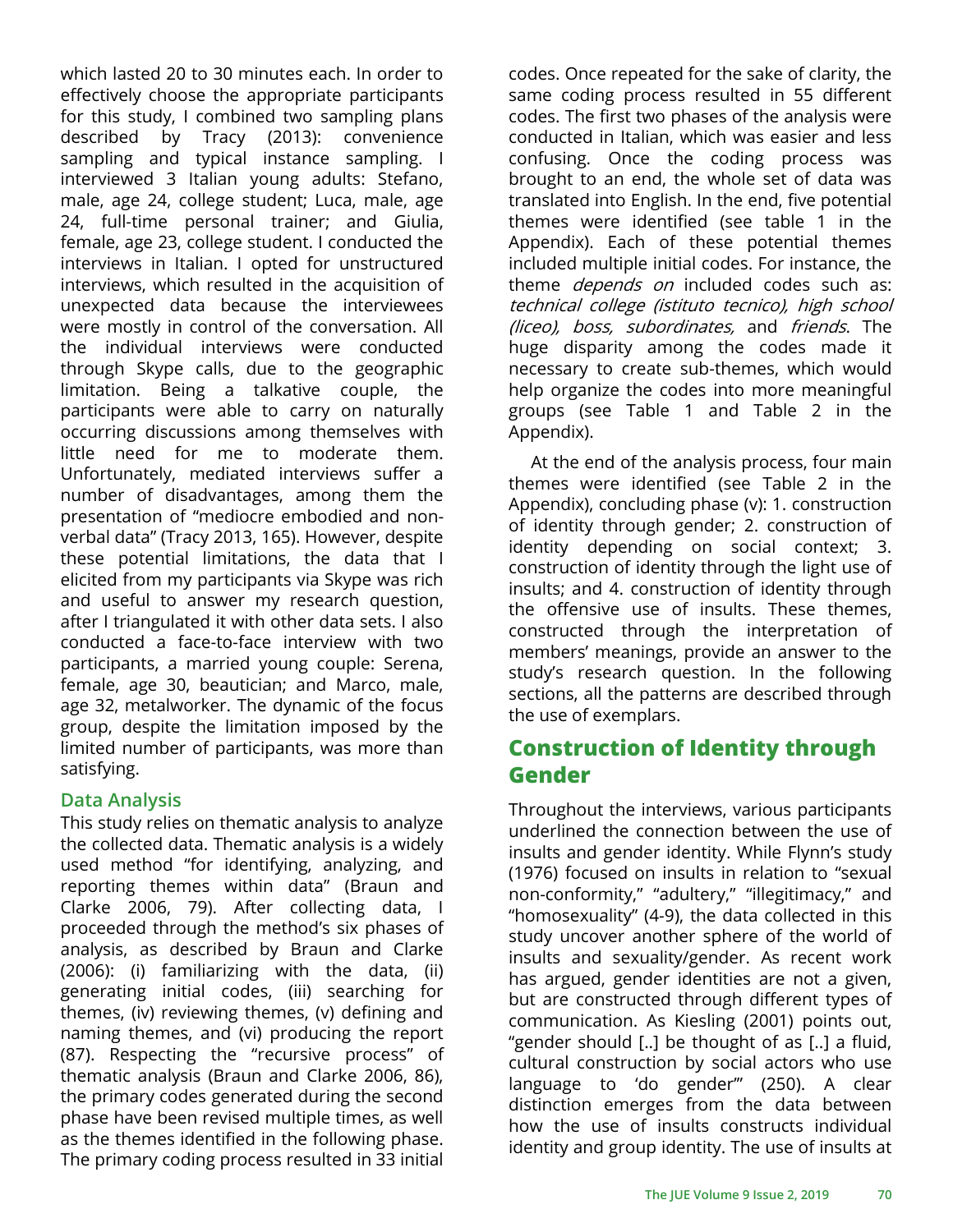which lasted 20 to 30 minutes each. In order to effectively choose the appropriate participants for this study, I combined two sampling plans described by Tracy (2013): convenience sampling and typical instance sampling. I interviewed 3 Italian young adults: Stefano, male, age 24, college student; Luca, male, age 24, full-time personal trainer; and Giulia, female, age 23, college student. I conducted the interviews in Italian. I opted for unstructured interviews, which resulted in the acquisition of unexpected data because the interviewees were mostly in control of the conversation. All the individual interviews were conducted through Skype calls, due to the geographic limitation. Being a talkative couple, the participants were able to carry on naturally occurring discussions among themselves with little need for me to moderate them. Unfortunately, mediated interviews suffer a number of disadvantages, among them the presentation of "mediocre embodied and non-verbal data" (Tracy 2013, 165). However, despite these potential limitations, the data that I elicited from my participants via Skype was rich and useful to answer my research question, after I triangulated it with other data sets. I also conducted a face-to-face interview with two participants, a married young couple: Serena, female, age 30, beautician; and Marco, male, age 32, metalworker. The dynamic of the focus group, despite the limitation imposed by the limited number of participants, was more than satisfying.

### Data Analysis

This study relies on thematic analysis to analyze the collected data. Thematic analysis is a widely used method "for identifying, analyzing, and reporting themes within data" (Braun and Clarke 2006, 79). After collecting data, I proceeded through the method's six phases of analysis, as described by Braun and Clarke (2006): (i) familiarizing with the data, (ii) generating initial codes, (iii) searching for themes, (iv) reviewing themes, (v) defining and naming themes, and (vi) producing the report (87). Respecting the "recursive process" of thematic analysis (Braun and Clarke 2006, 86), the primary codes generated during the second phase have been revised multiple times, as well as the themes identified in the following phase. The primary coding process resulted in 33 initial codes. Once repeated for the sake of clarity, the same coding process resulted in 55 different codes. The first two phases of the analysis were conducted in Italian, which was easier and less confusing. Once the coding process was brought to an end, the whole set of data was translated into English. In the end, five potential themes were identified (see table 1 in the Appendix). Each of these potential themes included multiple initial codes. For instance, the theme *depends on* included codes such as: *technical college (istituto tecnico), high school (liceo), boss, subordinates,* and *friends*. The huge disparity among the codes made it necessary to create sub-themes, which would help organize the codes into more meaningful groups (see Table 1 and Table 2 in the Appendix).

At the end of the analysis process, four main themes were identified (see Table 2 in the Appendix), concluding phase (v): 1. construction of identity through gender; 2. construction of identity depending on social context; 3. construction of identity through the light use of insults; and 4. construction of identity through the offensive use of insults. These themes, constructed through the interpretation of members' meanings, provide an answer to the study's research question. In the following sections, all the patterns are described through the use of exemplars.

## Construction of Identity through Gender

Throughout the interviews, various participants underlined the connection between the use of insults and gender identity. While Flynn's study (1976) focused on insults in relation to "sexual non-conformity," "adultery," "illegitimacy," and "homosexuality" (4-9), the data collected in this study uncover another sphere of the world of insults and sexuality/gender. As recent work has argued, gender identities are not a given, but are constructed through different types of communication. As Kiesling (2001) points out, "gender should [..] be thought of as [..] a fluid, cultural construction by social actors who use language to 'do gender'" (250). A clear distinction emerges from the data between how the use of insults constructs individual identity and group identity. The use of insults at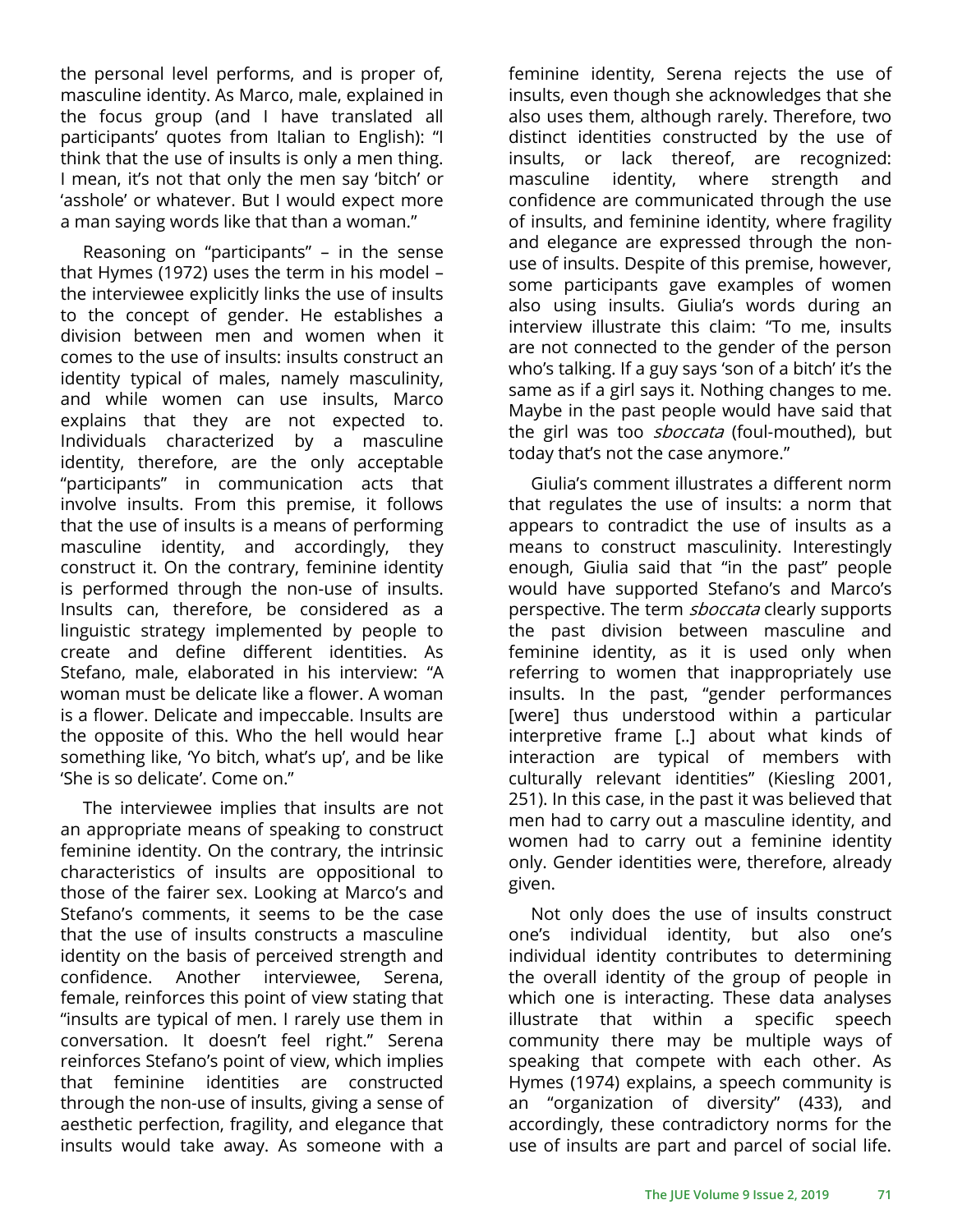the personal level performs, and is proper of, masculine identity. As Marco, male, explained in the focus group (and I have translated all participants' quotes from Italian to English): "I think that the use of insults is only a men thing. I mean, it's not that only the men say 'bitch' or 'asshole' or whatever. But I would expect more a man saying words like that than a woman."

Reasoning on "participants" – in the sense that Hymes (1972) uses the term in his model – the interviewee explicitly links the use of insults to the concept of gender. He establishes a division between men and women when it comes to the use of insults: insults construct an identity typical of males, namely masculinity, and while women can use insults, Marco explains that they are not expected to. Individuals characterized by a masculine identity, therefore, are the only acceptable "participants" in communication acts that involve insults. From this premise, it follows that the use of insults is a means of performing masculine identity, and accordingly, they construct it. On the contrary, feminine identity is performed through the non-use of insults. Insults can, therefore, be considered as a linguistic strategy implemented by people to create and define different identities. As Stefano, male, elaborated in his interview: "A woman must be delicate like a flower. A woman is a flower. Delicate and impeccable. Insults are the opposite of this. Who the hell would hear something like, 'Yo bitch, what's up', and be like 'She is so delicate'. Come on."

The interviewee implies that insults are not an appropriate means of speaking to construct feminine identity. On the contrary, the intrinsic characteristics of insults are oppositional to those of the fairer sex. Looking at Marco's and Stefano's comments, it seems to be the case that the use of insults constructs a masculine identity on the basis of perceived strength and confidence. Another interviewee, Serena, female, reinforces this point of view stating that "insults are typical of men. I rarely use them in conversation. It doesn't feel right." Serena reinforces Stefano's point of view, which implies that feminine identities are constructed through the non-use of insults, giving a sense of aesthetic perfection, fragility, and elegance that insults would take away. As someone with a feminine identity, Serena rejects the use of insults, even though she acknowledges that she also uses them, although rarely. Therefore, two distinct identities constructed by the use of insults, or lack thereof, are recognized: masculine identity, where strength and confidence are communicated through the use of insults, and feminine identity, where fragility and elegance are expressed through the non-use of insults. Despite of this premise, however, some participants gave examples of women also using insults. Giulia's words during an interview illustrate this claim: "To me, insults are not connected to the gender of the person who's talking. If a guy says 'son of a bitch' it's the same as if a girl says it. Nothing changes to me. Maybe in the past people would have said that the girl was too *sboccata* (foul-mouthed), but today that's not the case anymore."

Giulia's comment illustrates a different norm that regulates the use of insults: a norm that appears to contradict the use of insults as a means to construct masculinity. Interestingly enough, Giulia said that "in the past" people would have supported Stefano's and Marco's perspective. The term *sboccata* clearly supports the past division between masculine and feminine identity, as it is used only when referring to women that inappropriately use insults. In the past, "gender performances [were] thus understood within a particular interpretive frame [..] about what kinds of interaction are typical of members with culturally relevant identities" (Kiesling 2001, 251). In this case, in the past it was believed that men had to carry out a masculine identity, and women had to carry out a feminine identity only. Gender identities were, therefore, already given.

Not only does the use of insults construct one's individual identity, but also one's individual identity contributes to determining the overall identity of the group of people in which one is interacting. These data analyses illustrate that within a specific speech community there may be multiple ways of speaking that compete with each other. As Hymes (1974) explains, a speech community is an "organization of diversity" (433), and accordingly, these contradictory norms for the use of insults are part and parcel of social life.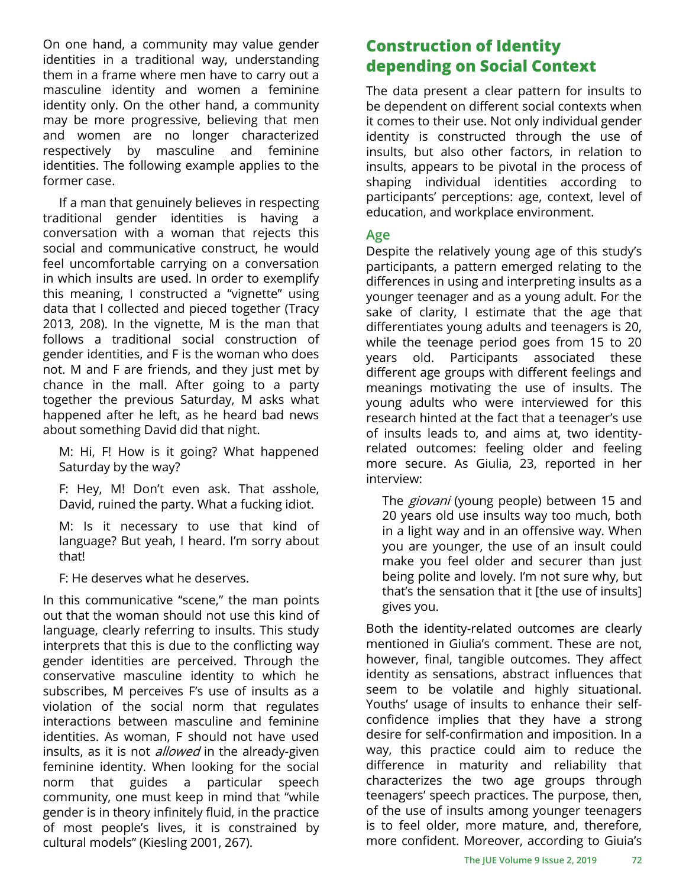On one hand, a community may value gender identities in a traditional way, understanding them in a frame where men have to carry out a masculine identity and women a feminine identity only. On the other hand, a community may be more progressive, believing that men and women are no longer characterized respectively by masculine and feminine identities. The following example applies to the former case.

If a man that genuinely believes in respecting traditional gender identities is having a conversation with a woman that rejects this social and communicative construct, he would feel uncomfortable carrying on a conversation in which insults are used. In order to exemplify this meaning, I constructed a "vignette" using data that I collected and pieced together (Tracy 2013, 208). In the vignette, M is the man that follows a traditional social construction of gender identities, and F is the woman who does not. M and F are friends, and they just met by chance in the mall. After going to a party together the previous Saturday, M asks what happened after he left, as he heard bad news about something David did that night.

> M: Hi, F! How is it going? What happened Saturday by the way?
>
> F: Hey, M! Don't even ask. That asshole, David, ruined the party. What a fucking idiot.
>
> M: Is it necessary to use that kind of language? But yeah, I heard. I'm sorry about that!
>
> F: He deserves what he deserves.

In this communicative "scene," the man points out that the woman should not use this kind of language, clearly referring to insults. This study interprets that this is due to the conflicting way gender identities are perceived. Through the conservative masculine identity to which he subscribes, M perceives F's use of insults as a violation of the social norm that regulates interactions between masculine and feminine identities. As woman, F should not have used insults, as it is not *allowed* in the already-given feminine identity. When looking for the social norm that guides a particular speech community, one must keep in mind that "while gender is in theory infinitely fluid, in the practice of most people's lives, it is constrained by cultural models" (Kiesling 2001, 267).

## Construction of Identity depending on Social Context

The data present a clear pattern for insults to be dependent on different social contexts when it comes to their use. Not only individual gender identity is constructed through the use of insults, but also other factors, in relation to insults, appears to be pivotal in the process of shaping individual identities according to participants' perceptions: age, context, level of education, and workplace environment.

### Age

Despite the relatively young age of this study's participants, a pattern emerged relating to the differences in using and interpreting insults as a younger teenager and as a young adult. For the sake of clarity, I estimate that the age that differentiates young adults and teenagers is 20, while the teenage period goes from 15 to 20 years old. Participants associated these different age groups with different feelings and meanings motivating the use of insults. The young adults who were interviewed for this research hinted at the fact that a teenager's use of insults leads to, and aims at, two identity-related outcomes: feeling older and feeling more secure. As Giulia, 23, reported in her interview:

> The *giovani* (young people) between 15 and 20 years old use insults way too much, both in a light way and in an offensive way. When you are younger, the use of an insult could make you feel older and securer than just being polite and lovely. I'm not sure why, but that's the sensation that it [the use of insults] gives you.

Both the identity-related outcomes are clearly mentioned in Giulia's comment. These are not, however, final, tangible outcomes. They affect identity as sensations, abstract influences that seem to be volatile and highly situational. Youths' usage of insults to enhance their self-confidence implies that they have a strong desire for self-confirmation and imposition. In a way, this practice could aim to reduce the difference in maturity and reliability that characterizes the two age groups through teenagers' speech practices. The purpose, then, of the use of insults among younger teenagers is to feel older, more mature, and, therefore, more confident. Moreover, according to Giuia's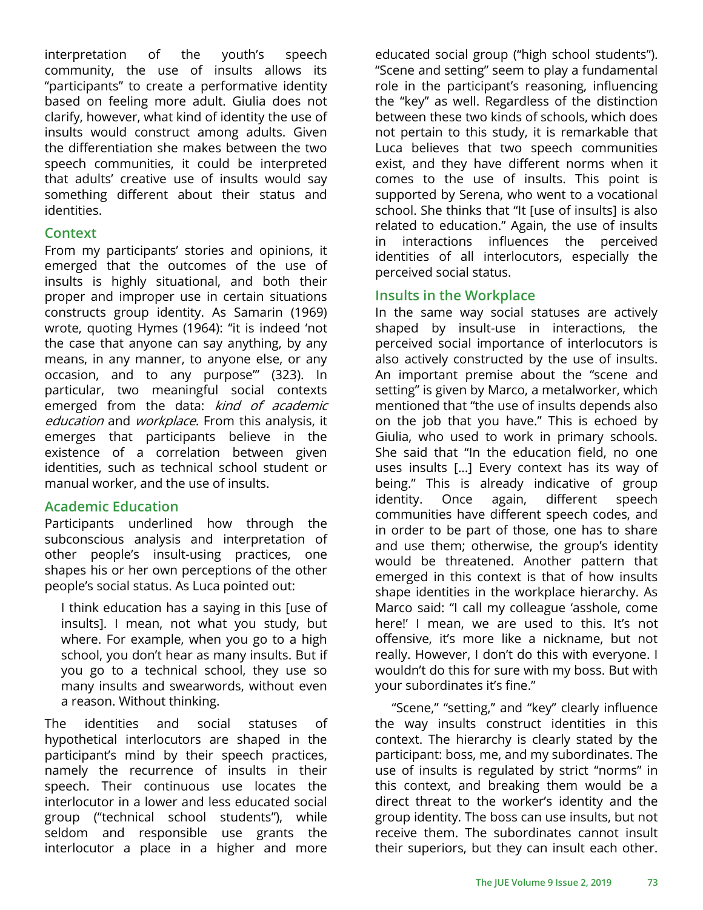interpretation of the youth's speech community, the use of insults allows its "participants" to create a performative identity based on feeling more adult. Giulia does not clarify, however, what kind of identity the use of insults would construct among adults. Given the differentiation she makes between the two speech communities, it could be interpreted that adults' creative use of insults would say something different about their status and identities.

## Context

From my participants' stories and opinions, it emerged that the outcomes of the use of insults is highly situational, and both their proper and improper use in certain situations constructs group identity. As Samarin (1969) wrote, quoting Hymes (1964): "it is indeed 'not the case that anyone can say anything, by any means, in any manner, to anyone else, or any occasion, and to any purpose'" (323). In particular, two meaningful social contexts emerged from the data: *kind of academic education* and *workplace*. From this analysis, it emerges that participants believe in the existence of a correlation between given identities, such as technical school student or manual worker, and the use of insults.

## Academic Education

Participants underlined how through the subconscious analysis and interpretation of other people's insult-using practices, one shapes his or her own perceptions of the other people's social status. As Luca pointed out:

> I think education has a saying in this [use of insults]. I mean, not what you study, but where. For example, when you go to a high school, you don't hear as many insults. But if you go to a technical school, they use so many insults and swearwords, without even a reason. Without thinking.

The identities and social statuses of hypothetical interlocutors are shaped in the participant's mind by their speech practices, namely the recurrence of insults in their speech. Their continuous use locates the interlocutor in a lower and less educated social group ("technical school students"), while seldom and responsible use grants the interlocutor a place in a higher and more educated social group ("high school students"). "Scene and setting" seem to play a fundamental role in the participant's reasoning, influencing the "key" as well. Regardless of the distinction between these two kinds of schools, which does not pertain to this study, it is remarkable that Luca believes that two speech communities exist, and they have different norms when it comes to the use of insults. This point is supported by Serena, who went to a vocational school. She thinks that "It [use of insults] is also related to education." Again, the use of insults in interactions influences the perceived identities of all interlocutors, especially the perceived social status.

## Insults in the Workplace

In the same way social statuses are actively shaped by insult-use in interactions, the perceived social importance of interlocutors is also actively constructed by the use of insults. An important premise about the "scene and setting" is given by Marco, a metalworker, which mentioned that "the use of insults depends also on the job that you have." This is echoed by Giulia, who used to work in primary schools. She said that "In the education field, no one uses insults [...] Every context has its way of being." This is already indicative of group identity. Once again, different speech communities have different speech codes, and in order to be part of those, one has to share and use them; otherwise, the group's identity would be threatened. Another pattern that emerged in this context is that of how insults shape identities in the workplace hierarchy. As Marco said: "I call my colleague 'asshole, come here!' I mean, we are used to this. It's not offensive, it's more like a nickname, but not really. However, I don't do this with everyone. I wouldn't do this for sure with my boss. But with your subordinates it's fine."

"Scene," "setting," and "key" clearly influence the way insults construct identities in this context. The hierarchy is clearly stated by the participant: boss, me, and my subordinates. The use of insults is regulated by strict "norms" in this context, and breaking them would be a direct threat to the worker's identity and the group identity. The boss can use insults, but not receive them. The subordinates cannot insult their superiors, but they can insult each other.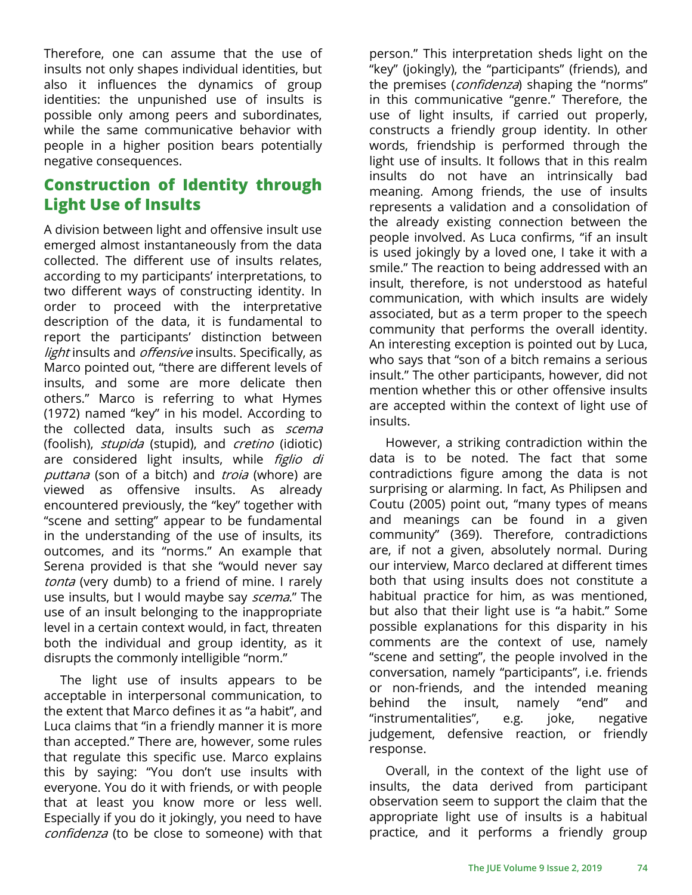Therefore, one can assume that the use of insults not only shapes individual identities, but also it influences the dynamics of group identities: the unpunished use of insults is possible only among peers and subordinates, while the same communicative behavior with people in a higher position bears potentially negative consequences.

## Construction of Identity through Light Use of Insults

A division between light and offensive insult use emerged almost instantaneously from the data collected. The different use of insults relates, according to my participants' interpretations, to two different ways of constructing identity. In order to proceed with the interpretative description of the data, it is fundamental to report the participants' distinction between *light* insults and *offensive* insults. Specifically, as Marco pointed out, "there are different levels of insults, and some are more delicate then others." Marco is referring to what Hymes (1972) named "key" in his model. According to the collected data, insults such as *scema* (foolish), *stupida* (stupid), and *cretino* (idiotic) are considered light insults, while *figlio di puttana* (son of a bitch) and *troia* (whore) are viewed as offensive insults. As already encountered previously, the "key" together with "scene and setting" appear to be fundamental in the understanding of the use of insults, its outcomes, and its "norms." An example that Serena provided is that she "would never say *tonta* (very dumb) to a friend of mine. I rarely use insults, but I would maybe say *scema*." The use of an insult belonging to the inappropriate level in a certain context would, in fact, threaten both the individual and group identity, as it disrupts the commonly intelligible "norm."

The light use of insults appears to be acceptable in interpersonal communication, to the extent that Marco defines it as "a habit", and Luca claims that "in a friendly manner it is more than accepted." There are, however, some rules that regulate this specific use. Marco explains this by saying: "You don't use insults with everyone. You do it with friends, or with people that at least you know more or less well. Especially if you do it jokingly, you need to have *confidenza* (to be close to someone) with that person." This interpretation sheds light on the "key" (jokingly), the "participants" (friends), and the premises (*confidenza*) shaping the "norms" in this communicative "genre." Therefore, the use of light insults, if carried out properly, constructs a friendly group identity. In other words, friendship is performed through the light use of insults. It follows that in this realm insults do not have an intrinsically bad meaning. Among friends, the use of insults represents a validation and a consolidation of the already existing connection between the people involved. As Luca confirms, "if an insult is used jokingly by a loved one, I take it with a smile." The reaction to being addressed with an insult, therefore, is not understood as hateful communication, with which insults are widely associated, but as a term proper to the speech community that performs the overall identity. An interesting exception is pointed out by Luca, who says that "son of a bitch remains a serious insult." The other participants, however, did not mention whether this or other offensive insults are accepted within the context of light use of insults.

However, a striking contradiction within the data is to be noted. The fact that some contradictions figure among the data is not surprising or alarming. In fact, As Philipsen and Coutu (2005) point out, "many types of means and meanings can be found in a given community" (369). Therefore, contradictions are, if not a given, absolutely normal. During our interview, Marco declared at different times both that using insults does not constitute a habitual practice for him, as was mentioned, but also that their light use is "a habit." Some possible explanations for this disparity in his comments are the context of use, namely "scene and setting", the people involved in the conversation, namely "participants", i.e. friends or non-friends, and the intended meaning behind the insult, namely "end" and "instrumentalities", e.g. joke, negative judgement, defensive reaction, or friendly response.

Overall, in the context of the light use of insults, the data derived from participant observation seem to support the claim that the appropriate light use of insults is a habitual practice, and it performs a friendly group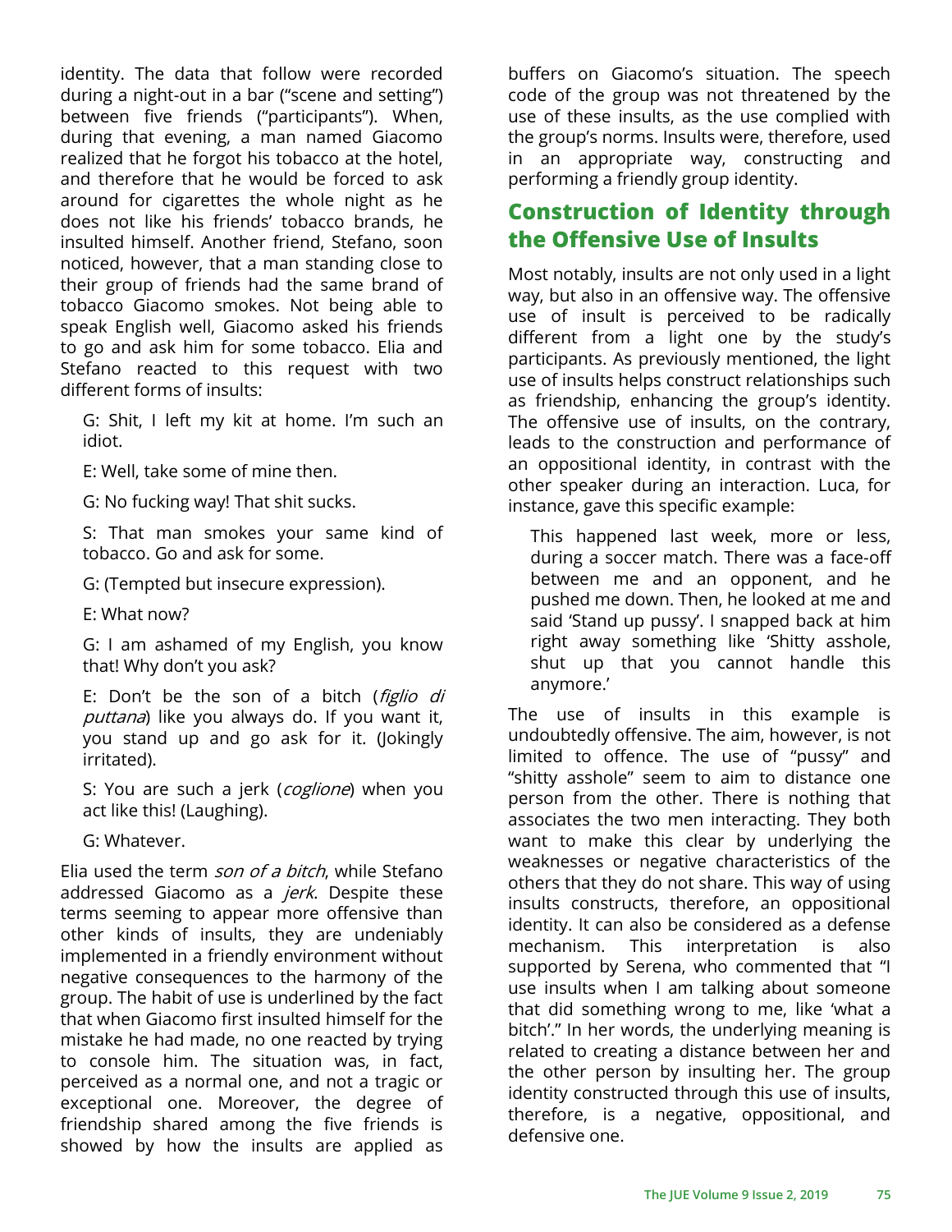identity. The data that follow were recorded during a night-out in a bar ("scene and setting") between five friends ("participants"). When, during that evening, a man named Giacomo realized that he forgot his tobacco at the hotel, and therefore that he would be forced to ask around for cigarettes the whole night as he does not like his friends' tobacco brands, he insulted himself. Another friend, Stefano, soon noticed, however, that a man standing close to their group of friends had the same brand of tobacco Giacomo smokes. Not being able to speak English well, Giacomo asked his friends to go and ask him for some tobacco. Elia and Stefano reacted to this request with two different forms of insults:

> G: Shit, I left my kit at home. I'm such an idiot.
>
> E: Well, take some of mine then.
>
> G: No fucking way! That shit sucks.
>
> S: That man smokes your same kind of tobacco. Go and ask for some.
>
> G: (Tempted but insecure expression).
>
> E: What now?
>
> G: I am ashamed of my English, you know that! Why don't you ask?
>
> E: Don't be the son of a bitch (*figlio di puttana*) like you always do. If you want it, you stand up and go ask for it. (Jokingly irritated).
>
> S: You are such a jerk (*coglione*) when you act like this! (Laughing).
>
> G: Whatever.

Elia used the term *son of a bitch*, while Stefano addressed Giacomo as a *jerk*. Despite these terms seeming to appear more offensive than other kinds of insults, they are undeniably implemented in a friendly environment without negative consequences to the harmony of the group. The habit of use is underlined by the fact that when Giacomo first insulted himself for the mistake he had made, no one reacted by trying to console him. The situation was, in fact, perceived as a normal one, and not a tragic or exceptional one. Moreover, the degree of friendship shared among the five friends is showed by how the insults are applied as buffers on Giacomo's situation. The speech code of the group was not threatened by the use of these insults, as the use complied with the group's norms. Insults were, therefore, used in an appropriate way, constructing and performing a friendly group identity.

## Construction of Identity through the Offensive Use of Insults

Most notably, insults are not only used in a light way, but also in an offensive way. The offensive use of insult is perceived to be radically different from a light one by the study's participants. As previously mentioned, the light use of insults helps construct relationships such as friendship, enhancing the group's identity. The offensive use of insults, on the contrary, leads to the construction and performance of an oppositional identity, in contrast with the other speaker during an interaction. Luca, for instance, gave this specific example:

> This happened last week, more or less, during a soccer match. There was a face-off between me and an opponent, and he pushed me down. Then, he looked at me and said 'Stand up pussy'. I snapped back at him right away something like 'Shitty asshole, shut up that you cannot handle this anymore.'

The use of insults in this example is undoubtedly offensive. The aim, however, is not limited to offence. The use of "pussy" and "shitty asshole" seem to aim to distance one person from the other. There is nothing that associates the two men interacting. They both want to make this clear by underlying the weaknesses or negative characteristics of the others that they do not share. This way of using insults constructs, therefore, an oppositional identity. It can also be considered as a defense mechanism. This interpretation is also supported by Serena, who commented that "I use insults when I am talking about someone that did something wrong to me, like 'what a bitch'." In her words, the underlying meaning is related to creating a distance between her and the other person by insulting her. The group identity constructed through this use of insults, therefore, is a negative, oppositional, and defensive one.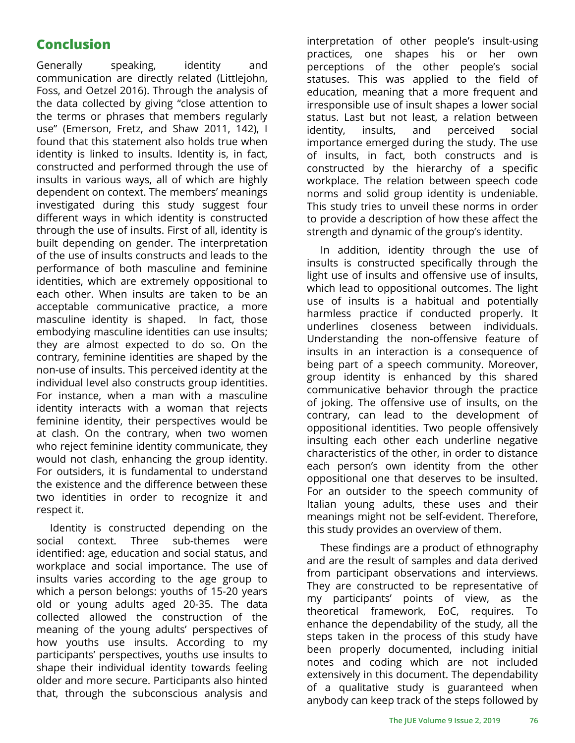## Conclusion

Generally speaking, identity and communication are directly related (Littlejohn, Foss, and Oetzel 2016). Through the analysis of the data collected by giving "close attention to the terms or phrases that members regularly use" (Emerson, Fretz, and Shaw 2011, 142), I found that this statement also holds true when identity is linked to insults. Identity is, in fact, constructed and performed through the use of insults in various ways, all of which are highly dependent on context. The members' meanings investigated during this study suggest four different ways in which identity is constructed through the use of insults. First of all, identity is built depending on gender. The interpretation of the use of insults constructs and leads to the performance of both masculine and feminine identities, which are extremely oppositional to each other. When insults are taken to be an acceptable communicative practice, a more masculine identity is shaped. In fact, those embodying masculine identities can use insults; they are almost expected to do so. On the contrary, feminine identities are shaped by the non-use of insults. This perceived identity at the individual level also constructs group identities. For instance, when a man with a masculine identity interacts with a woman that rejects feminine identity, their perspectives would be at clash. On the contrary, when two women who reject feminine identity communicate, they would not clash, enhancing the group identity. For outsiders, it is fundamental to understand the existence and the difference between these two identities in order to recognize it and respect it.

Identity is constructed depending on the social context. Three sub-themes were identified: age, education and social status, and workplace and social importance. The use of insults varies according to the age group to which a person belongs: youths of 15-20 years old or young adults aged 20-35. The data collected allowed the construction of the meaning of the young adults' perspectives of how youths use insults. According to my participants' perspectives, youths use insults to shape their individual identity towards feeling older and more secure. Participants also hinted that, through the subconscious analysis and interpretation of other people's insult-using practices, one shapes his or her own perceptions of the other people's social statuses. This was applied to the field of education, meaning that a more frequent and irresponsible use of insult shapes a lower social status. Last but not least, a relation between identity, insults, and perceived social importance emerged during the study. The use of insults, in fact, both constructs and is constructed by the hierarchy of a specific workplace. The relation between speech code norms and solid group identity is undeniable. This study tries to unveil these norms in order to provide a description of how these affect the strength and dynamic of the group's identity.

In addition, identity through the use of insults is constructed specifically through the light use of insults and offensive use of insults, which lead to oppositional outcomes. The light use of insults is a habitual and potentially harmless practice if conducted properly. It underlines closeness between individuals. Understanding the non-offensive feature of insults in an interaction is a consequence of being part of a speech community. Moreover, group identity is enhanced by this shared communicative behavior through the practice of joking. The offensive use of insults, on the contrary, can lead to the development of oppositional identities. Two people offensively insulting each other each underline negative characteristics of the other, in order to distance each person's own identity from the other oppositional one that deserves to be insulted. For an outsider to the speech community of Italian young adults, these uses and their meanings might not be self-evident. Therefore, this study provides an overview of them.

These findings are a product of ethnography and are the result of samples and data derived from participant observations and interviews. They are constructed to be representative of my participants' points of view, as the theoretical framework, EoC, requires. To enhance the dependability of the study, all the steps taken in the process of this study have been properly documented, including initial notes and coding which are not included extensively in this document. The dependability of a qualitative study is guaranteed when anybody can keep track of the steps followed by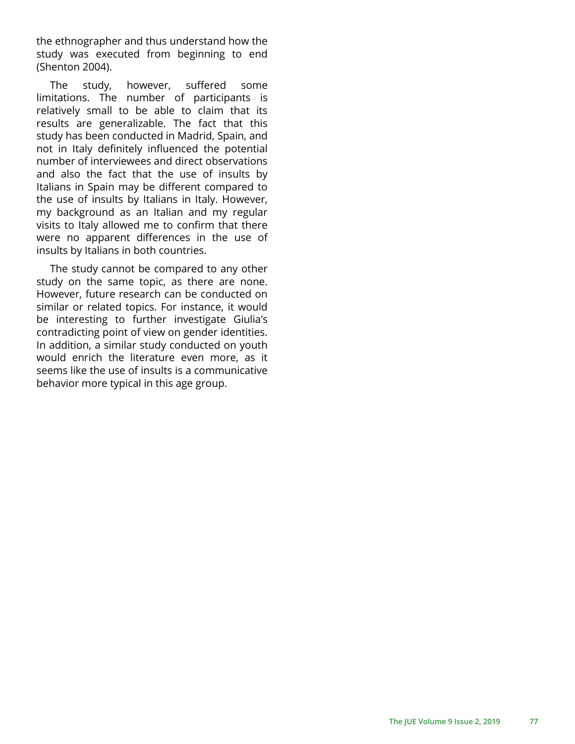the ethnographer and thus understand how the study was executed from beginning to end (Shenton 2004).

The study, however, suffered some limitations. The number of participants is relatively small to be able to claim that its results are generalizable. The fact that this study has been conducted in Madrid, Spain, and not in Italy definitely influenced the potential number of interviewees and direct observations and also the fact that the use of insults by Italians in Spain may be different compared to the use of insults by Italians in Italy. However, my background as an Italian and my regular visits to Italy allowed me to confirm that there were no apparent differences in the use of insults by Italians in both countries.

The study cannot be compared to any other study on the same topic, as there are none. However, future research can be conducted on similar or related topics. For instance, it would be interesting to further investigate Giulia's contradicting point of view on gender identities. In addition, a similar study conducted on youth would enrich the literature even more, as it seems like the use of insults is a communicative behavior more typical in this age group.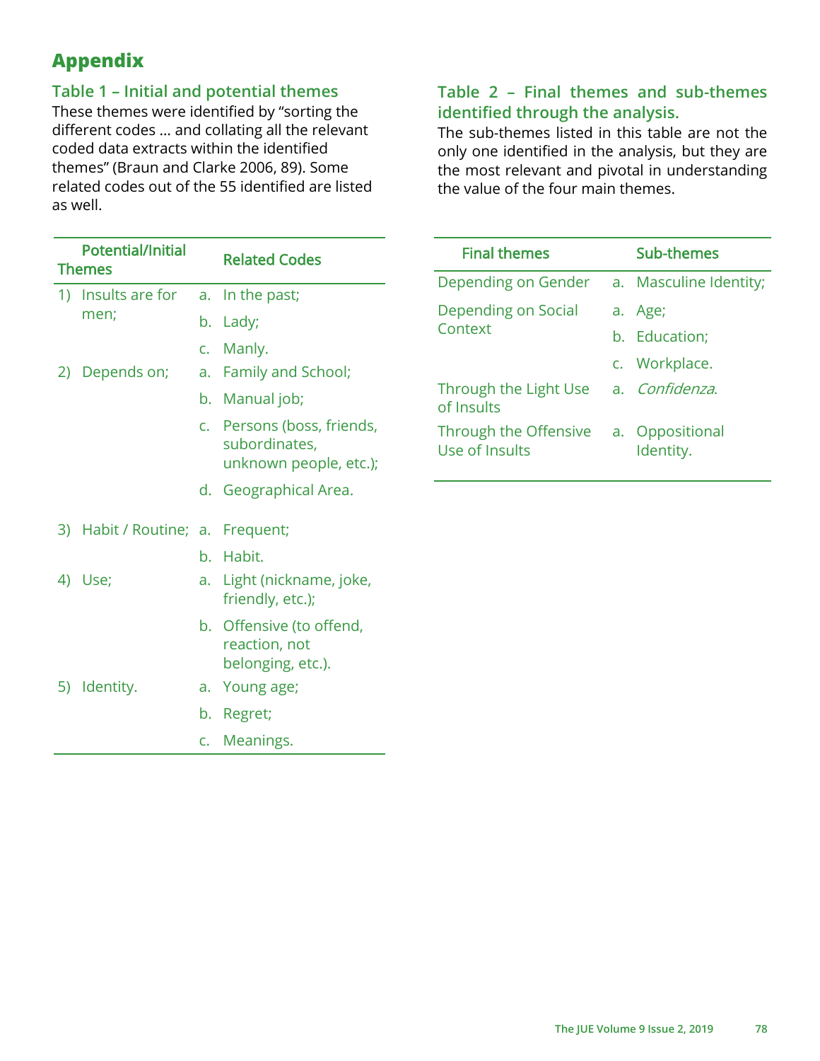# Appendix

### Table 1 – Initial and potential themes

These themes were identified by "sorting the different codes … and collating all the relevant coded data extracts within the identified themes" (Braun and Clarke 2006, 89). Some related codes out of the 55 identified are listed as well.

| Potential/Initial Themes | Related Codes |
|---|---|
| 1) Insults are for men; | a. In the past; |
| | b. Lady; |
| | c. Manly. |
| 2) Depends on; | a. Family and School; |
| | b. Manual job; |
| | c. Persons (boss, friends, subordinates, unknown people, etc.); |
| | d. Geographical Area. |
| 3) Habit / Routine; | a. Frequent; |
| | b. Habit. |
| 4) Use; | a. Light (nickname, joke, friendly, etc.); |
| | b. Offensive (to offend, reaction, not belonging, etc.). |
| 5) Identity. | a. Young age; |
| | b. Regret; |
| | c. Meanings. |

### Table 2 – Final themes and sub-themes identified through the analysis.

The sub-themes listed in this table are not the only one identified in the analysis, but they are the most relevant and pivotal in understanding the value of the four main themes.

| Final themes | Sub-themes |
|---|---|
| Depending on Gender | a. Masculine Identity; |
| Depending on Social Context | a. Age; |
| | b. Education; |
| | c. Workplace. |
| Through the Light Use of Insults | a. *Confidenza*. |
| Through the Offensive Use of Insults | a. Oppositional Identity. |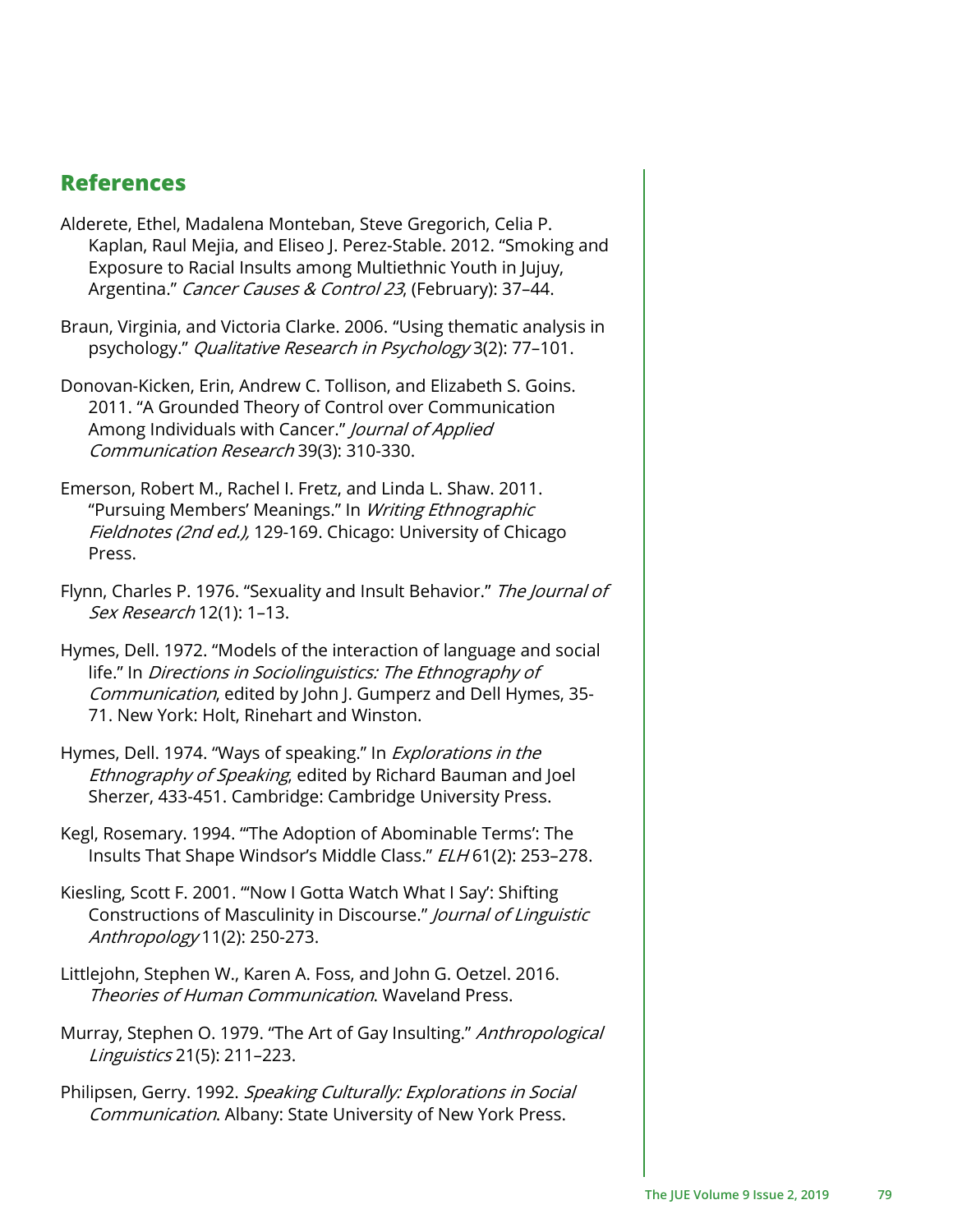## References

Alderete, Ethel, Madalena Monteban, Steve Gregorich, Celia P. Kaplan, Raul Mejia, and Eliseo J. Perez-Stable. 2012. "Smoking and Exposure to Racial Insults among Multiethnic Youth in Jujuy, Argentina." *Cancer Causes & Control 23*, (February): 37–44.

Braun, Virginia, and Victoria Clarke. 2006. "Using thematic analysis in psychology." *Qualitative Research in Psychology* 3(2): 77–101.

Donovan-Kicken, Erin, Andrew C. Tollison, and Elizabeth S. Goins. 2011. "A Grounded Theory of Control over Communication Among Individuals with Cancer." *Journal of Applied Communication Research* 39(3): 310-330.

Emerson, Robert M., Rachel I. Fretz, and Linda L. Shaw. 2011. "Pursuing Members' Meanings." In *Writing Ethnographic Fieldnotes (2nd ed.),* 129-169. Chicago: University of Chicago Press.

Flynn, Charles P. 1976. "Sexuality and Insult Behavior." *The Journal of Sex Research* 12(1): 1–13.

Hymes, Dell. 1972. "Models of the interaction of language and social life." In *Directions in Sociolinguistics: The Ethnography of Communication*, edited by John J. Gumperz and Dell Hymes, 35-71. New York: Holt, Rinehart and Winston.

Hymes, Dell. 1974. "Ways of speaking." In *Explorations in the Ethnography of Speaking*, edited by Richard Bauman and Joel Sherzer, 433-451. Cambridge: Cambridge University Press.

Kegl, Rosemary. 1994. "'The Adoption of Abominable Terms': The Insults That Shape Windsor's Middle Class." *ELH* 61(2): 253–278.

Kiesling, Scott F. 2001. "'Now I Gotta Watch What I Say': Shifting Constructions of Masculinity in Discourse." *Journal of Linguistic Anthropology* 11(2): 250-273.

Littlejohn, Stephen W., Karen A. Foss, and John G. Oetzel. 2016. *Theories of Human Communication*. Waveland Press.

Murray, Stephen O. 1979. "The Art of Gay Insulting." *Anthropological Linguistics* 21(5): 211–223.

Philipsen, Gerry. 1992. *Speaking Culturally: Explorations in Social Communication*. Albany: State University of New York Press.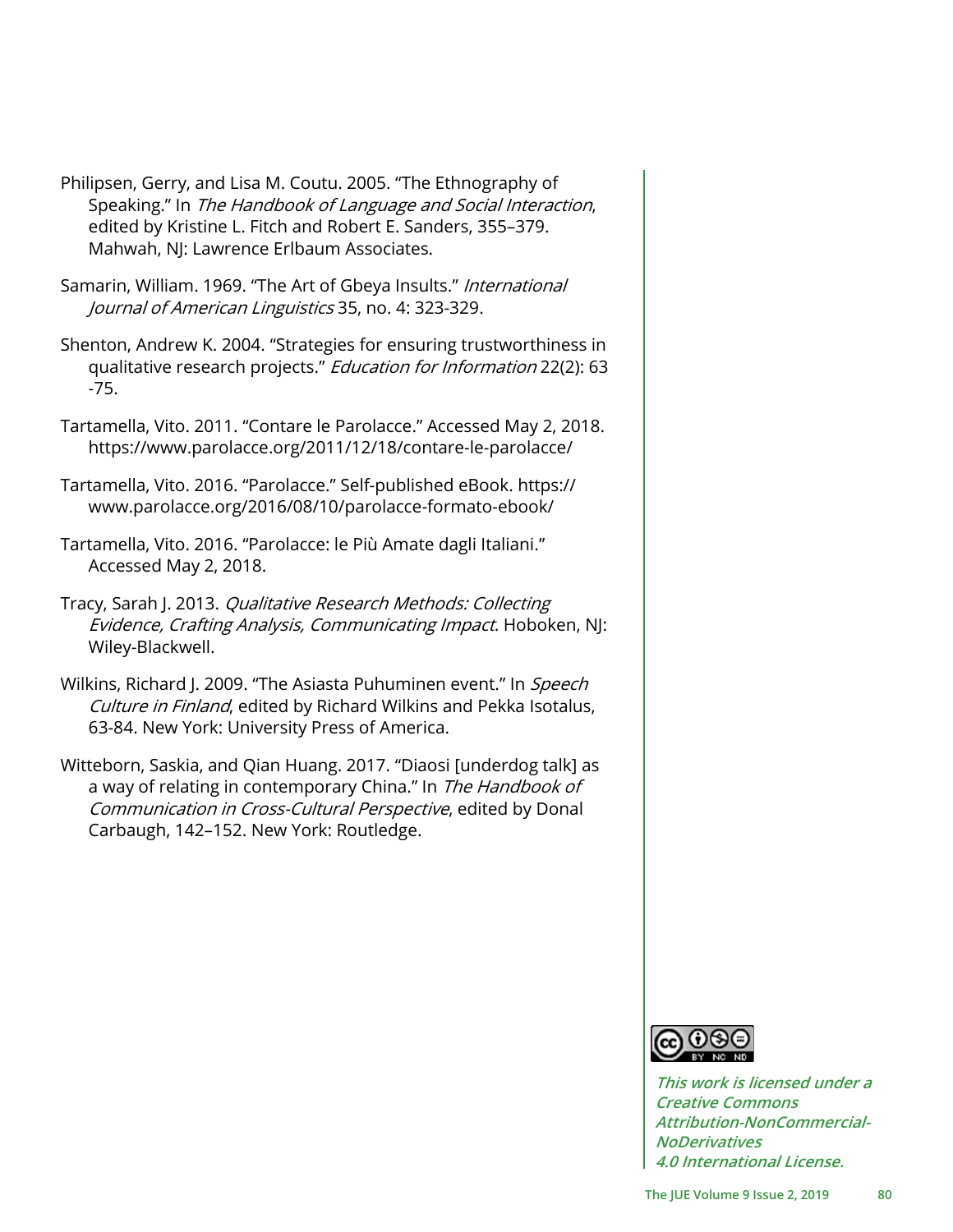Philipsen, Gerry, and Lisa M. Coutu. 2005. "The Ethnography of Speaking." In *The Handbook of Language and Social Interaction*, edited by Kristine L. Fitch and Robert E. Sanders, 355–379. Mahwah, NJ: Lawrence Erlbaum Associates.

Samarin, William. 1969. "The Art of Gbeya Insults." *International Journal of American Linguistics* 35, no. 4: 323-329.

Shenton, Andrew K. 2004. "Strategies for ensuring trustworthiness in qualitative research projects." *Education for Information* 22(2): 63 -75.

Tartamella, Vito. 2011. "Contare le Parolacce." Accessed May 2, 2018. https://www.parolacce.org/2011/12/18/contare-le-parolacce/

Tartamella, Vito. 2016. "Parolacce." Self-published eBook. https://www.parolacce.org/2016/08/10/parolacce-formato-ebook/

Tartamella, Vito. 2016. "Parolacce: le Più Amate dagli Italiani." Accessed May 2, 2018.

Tracy, Sarah J. 2013. *Qualitative Research Methods: Collecting Evidence, Crafting Analysis, Communicating Impact*. Hoboken, NJ: Wiley-Blackwell.

Wilkins, Richard J. 2009. "The Asiasta Puhuminen event." In *Speech Culture in Finland*, edited by Richard Wilkins and Pekka Isotalus, 63-84. New York: University Press of America.

Witteborn, Saskia, and Qian Huang. 2017. "Diaosi [underdog talk] as a way of relating in contemporary China." In *The Handbook of Communication in Cross-Cultural Perspective*, edited by Donal Carbaugh, 142–152. New York: Routledge.

*This work is licensed under a Creative Commons Attribution-NonCommercial-NoDerivatives 4.0 International License.*